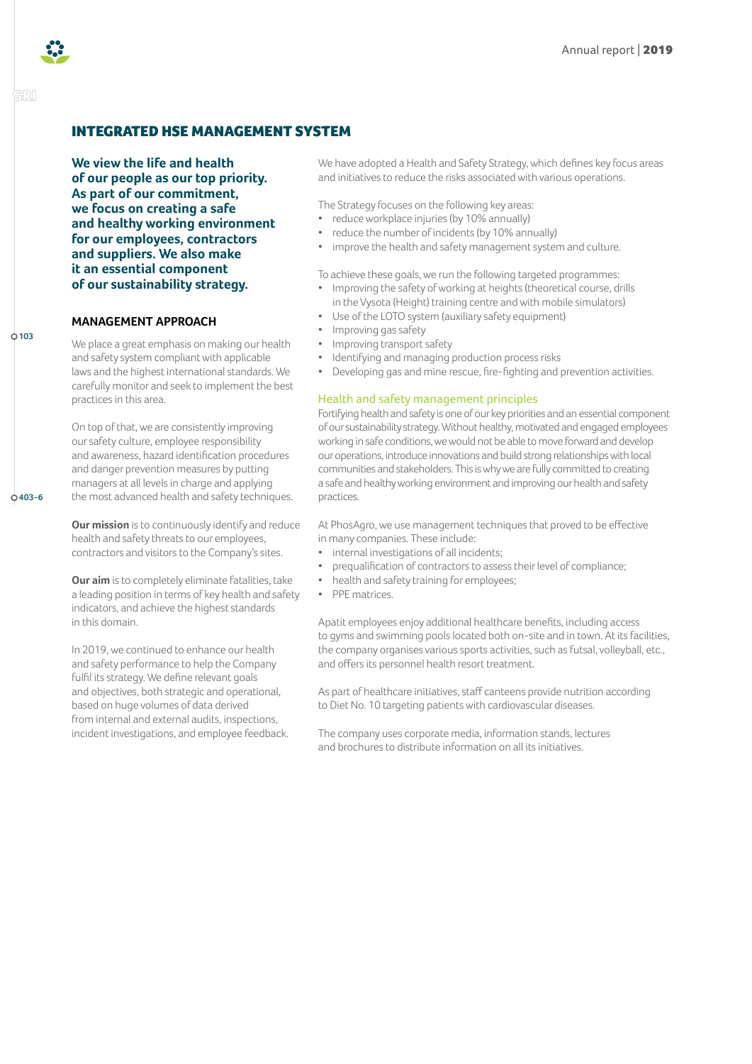## INTEGRATED HSE MANAGEMENT SYSTEM

**We view the life and health of our people as our top priority. As part of our commitment, we focus on creating a safe and healthy working environment for our employees, contractors and suppliers. We also make it an essential component of our sustainability strategy.**

### MANAGEMENT APPROACH

103

We place a great emphasis on making our health and safety system compliant with applicable laws and the highest international standards. We carefully monitor and seek to implement the best practices in this area.

On top of that, we are consistently improving our safety culture, employee responsibility and awareness, hazard identification procedures and danger prevention measures by putting managers at all levels in charge and applying the most advanced health and safety techniques.

403-6

**Our mission** is to continuously identify and reduce health and safety threats to our employees, contractors and visitors to the Company's sites.

**Our aim** is to completely eliminate fatalities, take a leading position in terms of key health and safety indicators, and achieve the highest standards in this domain.

In 2019, we continued to enhance our health and safety performance to help the Company fulfil its strategy. We define relevant goals and objectives, both strategic and operational, based on huge volumes of data derived from internal and external audits, inspections, incident investigations, and employee feedback.

We have adopted a Health and Safety Strategy, which defines key focus areas and initiatives to reduce the risks associated with various operations.

The Strategy focuses on the following key areas:

- reduce workplace injuries (by 10% annually)
- reduce the number of incidents (by 10% annually)
- improve the health and safety management system and culture.

To achieve these goals, we run the following targeted programmes:

- Improving the safety of working at heights (theoretical course, drills in the Vysota (Height) training centre and with mobile simulators)
- Use of the LOTO system (auxiliary safety equipment)
- Improving gas safety
- Improving transport safety
- Identifying and managing production process risks
- Developing gas and mine rescue, fire-fighting and prevention activities.

### Health and safety management principles

Fortifying health and safety is one of our key priorities and an essential component of our sustainability strategy. Without healthy, motivated and engaged employees working in safe conditions, we would not be able to move forward and develop our operations, introduce innovations and build strong relationships with local communities and stakeholders. This is why we are fully committed to creating a safe and healthy working environment and improving our health and safety practices.

At PhosAgro, we use management techniques that proved to be effective in many companies. These include:

- internal investigations of all incidents;
- prequalification of contractors to assess their level of compliance;
- health and safety training for employees;
- PPE matrices.

Apatit employees enjoy additional healthcare benefits, including access to gyms and swimming pools located both on-site and in town. At its facilities, the company organises various sports activities, such as futsal, volleyball, etc., and offers its personnel health resort treatment.

As part of healthcare initiatives, staff canteens provide nutrition according to Diet No. 10 targeting patients with cardiovascular diseases.

The company uses corporate media, information stands, lectures and brochures to distribute information on all its initiatives.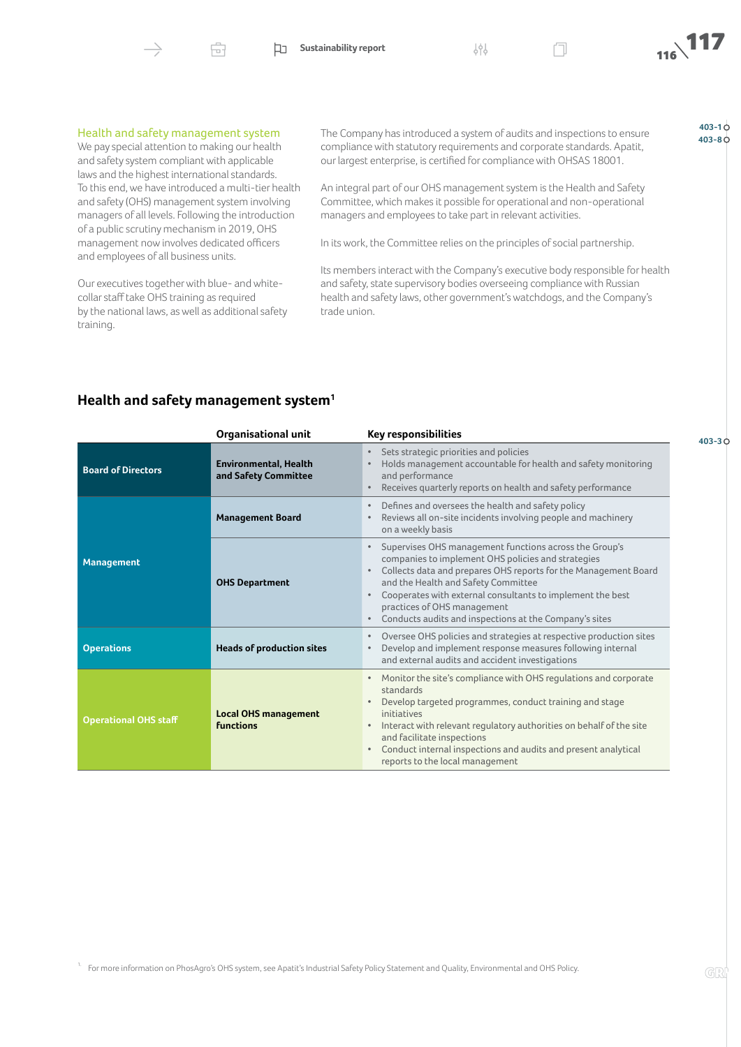### Health and safety management system

We pay special attention to making our health and safety system compliant with applicable laws and the highest international standards. To this end, we have introduced a multi-tier health and safety (OHS) management system involving managers of all levels. Following the introduction of a public scrutiny mechanism in 2019, OHS management now involves dedicated officers and employees of all business units.

Our executives together with blue- and white-collar staff take OHS training as required by the national laws, as well as additional safety training.

The Company has introduced a system of audits and inspections to ensure compliance with statutory requirements and corporate standards. Apatit, our largest enterprise, is certified for compliance with OHSAS 18001.

An integral part of our OHS management system is the Health and Safety Committee, which makes it possible for operational and non-operational managers and employees to take part in relevant activities.

In its work, the Committee relies on the principles of social partnership.

Its members interact with the Company's executive body responsible for health and safety, state supervisory bodies overseeing compliance with Russian health and safety laws, other government's watchdogs, and the Company's trade union.

403-1
403-8

## Health and safety management system[1]

403-3

| | Organisational unit | Key responsibilities |
|---|---|---|
| **Board of Directors** | **Environmental, Health and Safety Committee** | • Sets strategic priorities and policies<br>• Holds management accountable for health and safety monitoring and performance<br>• Receives quarterly reports on health and safety performance |
| **Management** | **Management Board** | • Defines and oversees the health and safety policy<br>• Reviews all on-site incidents involving people and machinery on a weekly basis |
| | **OHS Department** | • Supervises OHS management functions across the Group's companies to implement OHS policies and strategies<br>• Collects data and prepares OHS reports for the Management Board and the Health and Safety Committee<br>• Cooperates with external consultants to implement the best practices of OHS management<br>• Conducts audits and inspections at the Company's sites |
| **Operations** | **Heads of production sites** | • Oversee OHS policies and strategies at respective production sites<br>• Develop and implement response measures following internal and external audits and accident investigations |
| **Operational OHS staff** | **Local OHS management functions** | • Monitor the site's compliance with OHS regulations and corporate standards<br>• Develop targeted programmes, conduct training and stage initiatives<br>• Interact with relevant regulatory authorities on behalf of the site and facilitate inspections<br>• Conduct internal inspections and audits and present analytical reports to the local management |

[1] For more information on PhosAgro's OHS system, see Apatit's Industrial Safety Policy Statement and Quality, Environmental and OHS Policy.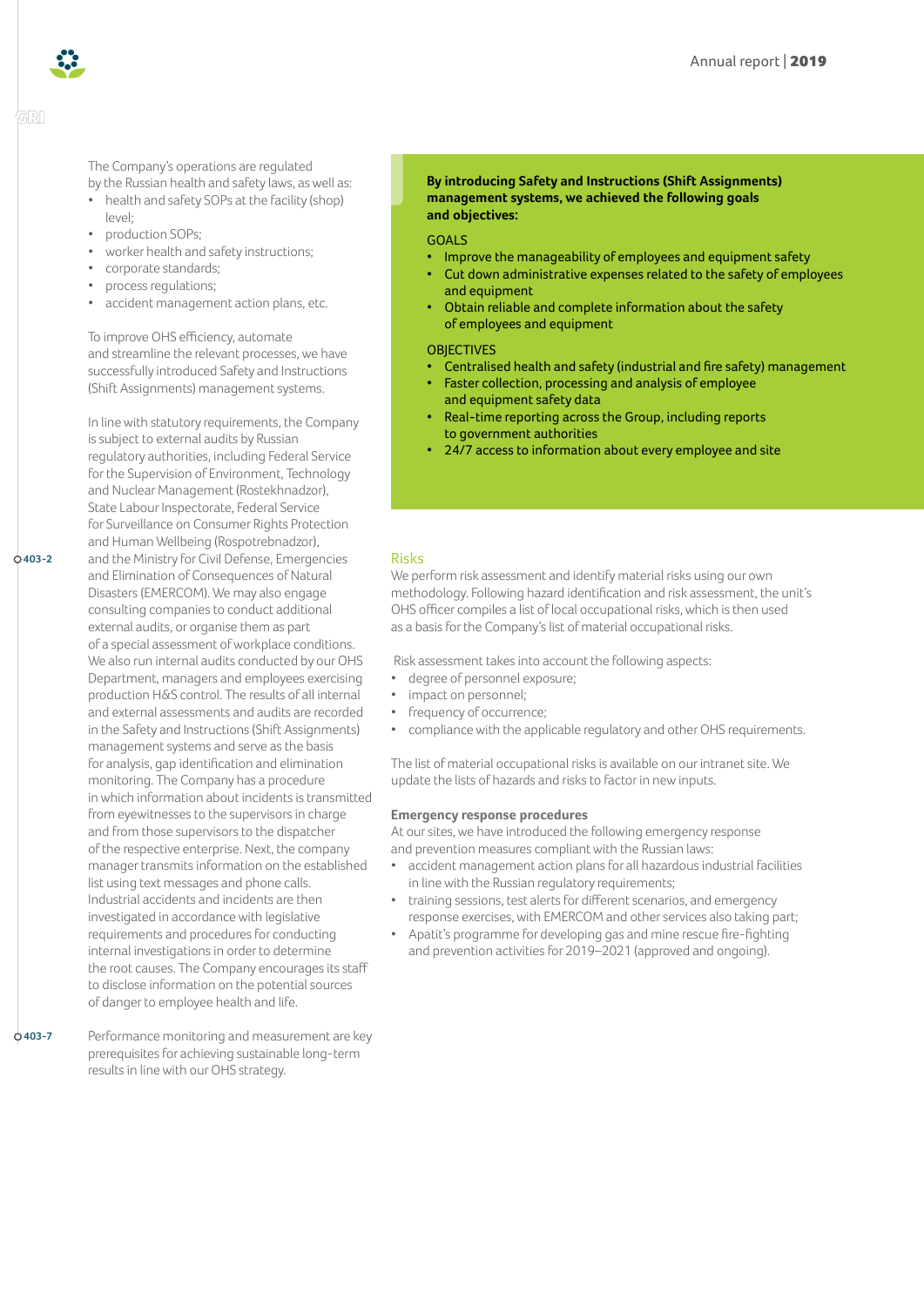The Company's operations are regulated by the Russian health and safety laws, as well as:

- health and safety SOPs at the facility (shop) level;
- production SOPs;
- worker health and safety instructions;
- corporate standards;
- process regulations;
- accident management action plans, etc.

To improve OHS efficiency, automate and streamline the relevant processes, we have successfully introduced Safety and Instructions (Shift Assignments) management systems.

403-2

In line with statutory requirements, the Company is subject to external audits by Russian regulatory authorities, including Federal Service for the Supervision of Environment, Technology and Nuclear Management (Rostekhnadzor), State Labour Inspectorate, Federal Service for Surveillance on Consumer Rights Protection and Human Wellbeing (Rospotrebnadzor), and the Ministry for Civil Defense, Emergencies and Elimination of Consequences of Natural Disasters (EMERCOM). We may also engage consulting companies to conduct additional external audits, or organise them as part of a special assessment of workplace conditions. We also run internal audits conducted by our OHS Department, managers and employees exercising production H&S control. The results of all internal and external assessments and audits are recorded in the Safety and Instructions (Shift Assignments) management systems and serve as the basis for analysis, gap identification and elimination monitoring. The Company has a procedure in which information about incidents is transmitted from eyewitnesses to the supervisors in charge and from those supervisors to the dispatcher of the respective enterprise. Next, the company manager transmits information on the established list using text messages and phone calls. Industrial accidents and incidents are then investigated in accordance with legislative requirements and procedures for conducting internal investigations in order to determine the root causes. The Company encourages its staff to disclose information on the potential sources of danger to employee health and life.

403-7

Performance monitoring and measurement are key prerequisites for achieving sustainable long-term results in line with our OHS strategy.

**By introducing Safety and Instructions (Shift Assignments) management systems, we achieved the following goals and objectives:**

GOALS

- Improve the manageability of employees and equipment safety
- Cut down administrative expenses related to the safety of employees and equipment
- Obtain reliable and complete information about the safety of employees and equipment

OBJECTIVES

- Centralised health and safety (industrial and fire safety) management
- Faster collection, processing and analysis of employee and equipment safety data
- Real-time reporting across the Group, including reports to government authorities
- 24/7 access to information about every employee and site

## Risks

We perform risk assessment and identify material risks using our own methodology. Following hazard identification and risk assessment, the unit's OHS officer compiles a list of local occupational risks, which is then used as a basis for the Company's list of material occupational risks.

Risk assessment takes into account the following aspects:

- degree of personnel exposure;
- impact on personnel;
- frequency of occurrence;
- compliance with the applicable regulatory and other OHS requirements.

The list of material occupational risks is available on our intranet site. We update the lists of hazards and risks to factor in new inputs.

### Emergency response procedures

At our sites, we have introduced the following emergency response and prevention measures compliant with the Russian laws:

- accident management action plans for all hazardous industrial facilities in line with the Russian regulatory requirements;
- training sessions, test alerts for different scenarios, and emergency response exercises, with EMERCOM and other services also taking part;
- Apatit's programme for developing gas and mine rescue fire-fighting and prevention activities for 2019–2021 (approved and ongoing).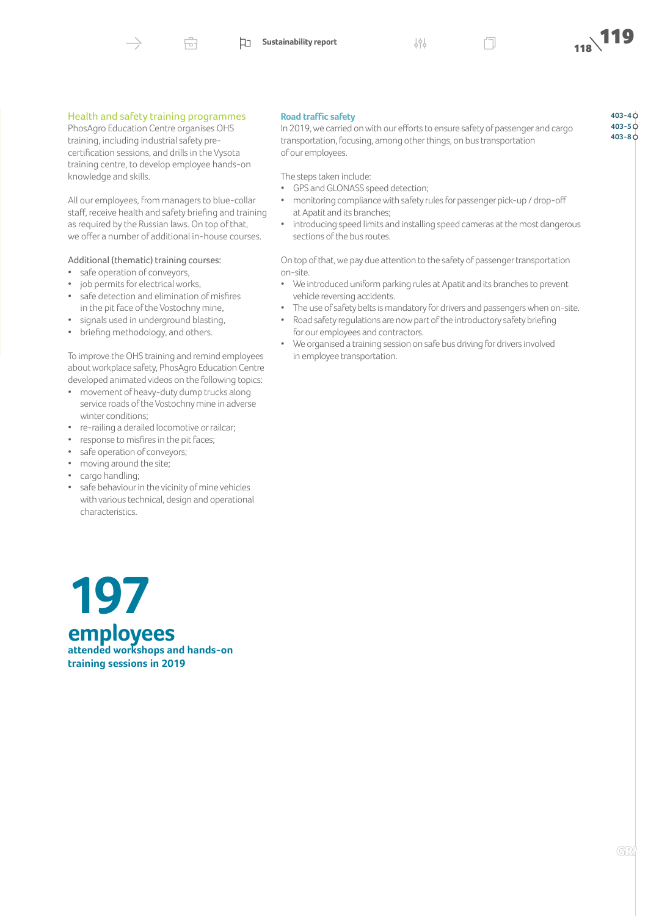## Health and safety training programmes

PhosAgro Education Centre organises OHS training, including industrial safety pre-certification sessions, and drills in the Vysota training centre, to develop employee hands-on knowledge and skills.

All our employees, from managers to blue-collar staff, receive health and safety briefing and training as required by the Russian laws. On top of that, we offer a number of additional in-house courses.

Additional (thematic) training courses:

- safe operation of conveyors,
- job permits for electrical works,
- safe detection and elimination of misfires in the pit face of the Vostochny mine,
- signals used in underground blasting,
- briefing methodology, and others.

To improve the OHS training and remind employees about workplace safety, PhosAgro Education Centre developed animated videos on the following topics:

- movement of heavy-duty dump trucks along service roads of the Vostochny mine in adverse winter conditions;
- re-railing a derailed locomotive or railcar;
- response to misfires in the pit faces;
- safe operation of conveyors;
- moving around the site;
- cargo handling;
- safe behaviour in the vicinity of mine vehicles with various technical, design and operational characteristics.

**197 employees**
**attended workshops and hands-on training sessions in 2019**

## Road traffic safety

403-4
403-5
403-8

In 2019, we carried on with our efforts to ensure safety of passenger and cargo transportation, focusing, among other things, on bus transportation of our employees.

The steps taken include:

- GPS and GLONASS speed detection;
- monitoring compliance with safety rules for passenger pick-up / drop-off at Apatit and its branches;
- introducing speed limits and installing speed cameras at the most dangerous sections of the bus routes.

On top of that, we pay due attention to the safety of passenger transportation on-site.

- We introduced uniform parking rules at Apatit and its branches to prevent vehicle reversing accidents.
- The use of safety belts is mandatory for drivers and passengers when on-site.
- Road safety regulations are now part of the introductory safety briefing for our employees and contractors.
- We organised a training session on safe bus driving for drivers involved in employee transportation.